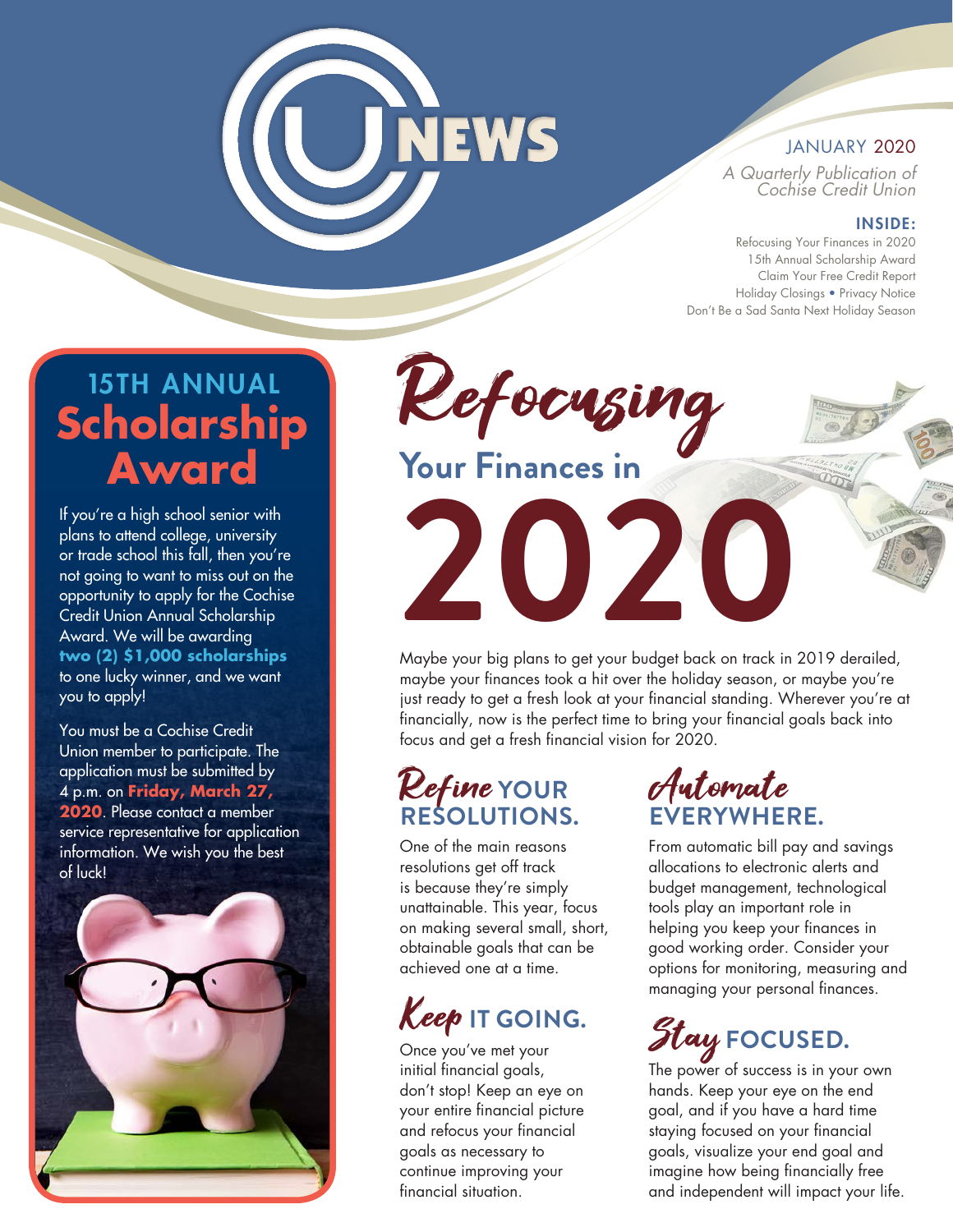# CU NEWS

JANUARY 2020

*A Quarterly Publication of Cochise Credit Union*

**INSIDE:**

Refocusing Your Finances in 2020
15th Annual Scholarship Award
Claim Your Free Credit Report
Holiday Closings • Privacy Notice
Don't Be a Sad Santa Next Holiday Season

## 15TH ANNUAL Scholarship Award

If you're a high school senior with plans to attend college, university or trade school this fall, then you're not going to want to miss out on the opportunity to apply for the Cochise Credit Union Annual Scholarship Award. We will be awarding **two (2) $1,000 scholarships** to one lucky winner, and we want you to apply!

You must be a Cochise Credit Union member to participate. The application must be submitted by 4 p.m. on **Friday, March 27, 2020**. Please contact a member service representative for application information. We wish you the best of luck!

# Refocusing Your Finances in 2020

Maybe your big plans to get your budget back on track in 2019 derailed, maybe your finances took a hit over the holiday season, or maybe you're just ready to get a fresh look at your financial standing. Wherever you're at financially, now is the perfect time to bring your financial goals back into focus and get a fresh financial vision for 2020.

### Refine YOUR RESOLUTIONS.

One of the main reasons resolutions get off track is because they're simply unattainable. This year, focus on making several small, short, obtainable goals that can be achieved one at a time.

### Keep IT GOING.

Once you've met your initial financial goals, don't stop! Keep an eye on your entire financial picture and refocus your financial goals as necessary to continue improving your financial situation.

### Automate EVERYWHERE.

From automatic bill pay and savings allocations to electronic alerts and budget management, technological tools play an important role in helping you keep your finances in good working order. Consider your options for monitoring, measuring and managing your personal finances.

### Stay FOCUSED.

The power of success is in your own hands. Keep your eye on the end goal, and if you have a hard time staying focused on your financial goals, visualize your end goal and imagine how being financially free and independent will impact your life.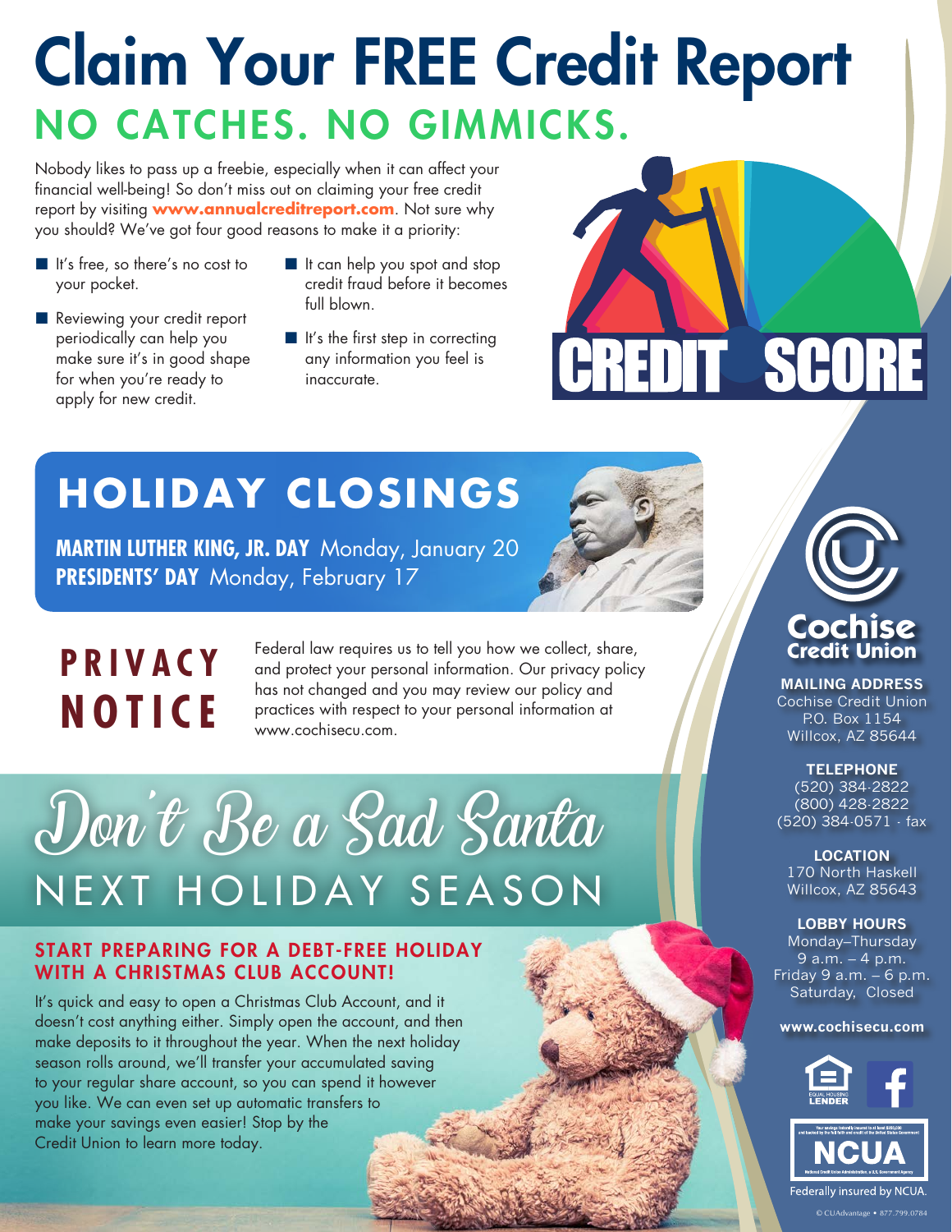# Claim Your FREE Credit Report

## NO CATCHES. NO GIMMICKS.

Nobody likes to pass up a freebie, especially when it can affect your financial well-being! So don't miss out on claiming your free credit report by visiting **www.annualcreditreport.com**. Not sure why you should? We've got four good reasons to make it a priority:

- It's free, so there's no cost to your pocket.
- Reviewing your credit report periodically can help you make sure it's in good shape for when you're ready to apply for new credit.
- It can help you spot and stop credit fraud before it becomes full blown.
- It's the first step in correcting any information you feel is inaccurate.

CREDIT SCORE

## HOLIDAY CLOSINGS

**MARTIN LUTHER KING, JR. DAY** Monday, January 20
**PRESIDENTS' DAY** Monday, February 17

## PRIVACY NOTICE

Federal law requires us to tell you how we collect, share, and protect your personal information. Our privacy policy has not changed and you may review our policy and practices with respect to your personal information at www.cochisecu.com.

# Don't Be a Sad Santa NEXT HOLIDAY SEASON

### START PREPARING FOR A DEBT-FREE HOLIDAY WITH A CHRISTMAS CLUB ACCOUNT!

It's quick and easy to open a Christmas Club Account, and it doesn't cost anything either. Simply open the account, and then make deposits to it throughout the year. When the next holiday season rolls around, we'll transfer your accumulated saving to your regular share account, so you can spend it however you like. We can even set up automatic transfers to make your savings even easier! Stop by the Credit Union to learn more today.

**Cochise Credit Union**

**MAILING ADDRESS**
Cochise Credit Union
P.O. Box 1154
Willcox, AZ 85644

**TELEPHONE**
(520) 384-2822
(800) 428-2822
(520) 384-0571 - fax

**LOCATION**
170 North Haskell
Willcox, AZ 85643

**LOBBY HOURS**
Monday–Thursday
9 a.m. – 4 p.m.
Friday 9 a.m. – 6 p.m.
Saturday, Closed

**www.cochisecu.com**

EQUAL HOUSING LENDER

NCUA

Federally insured by NCUA.

© CUAdvantage • 877.799.0784